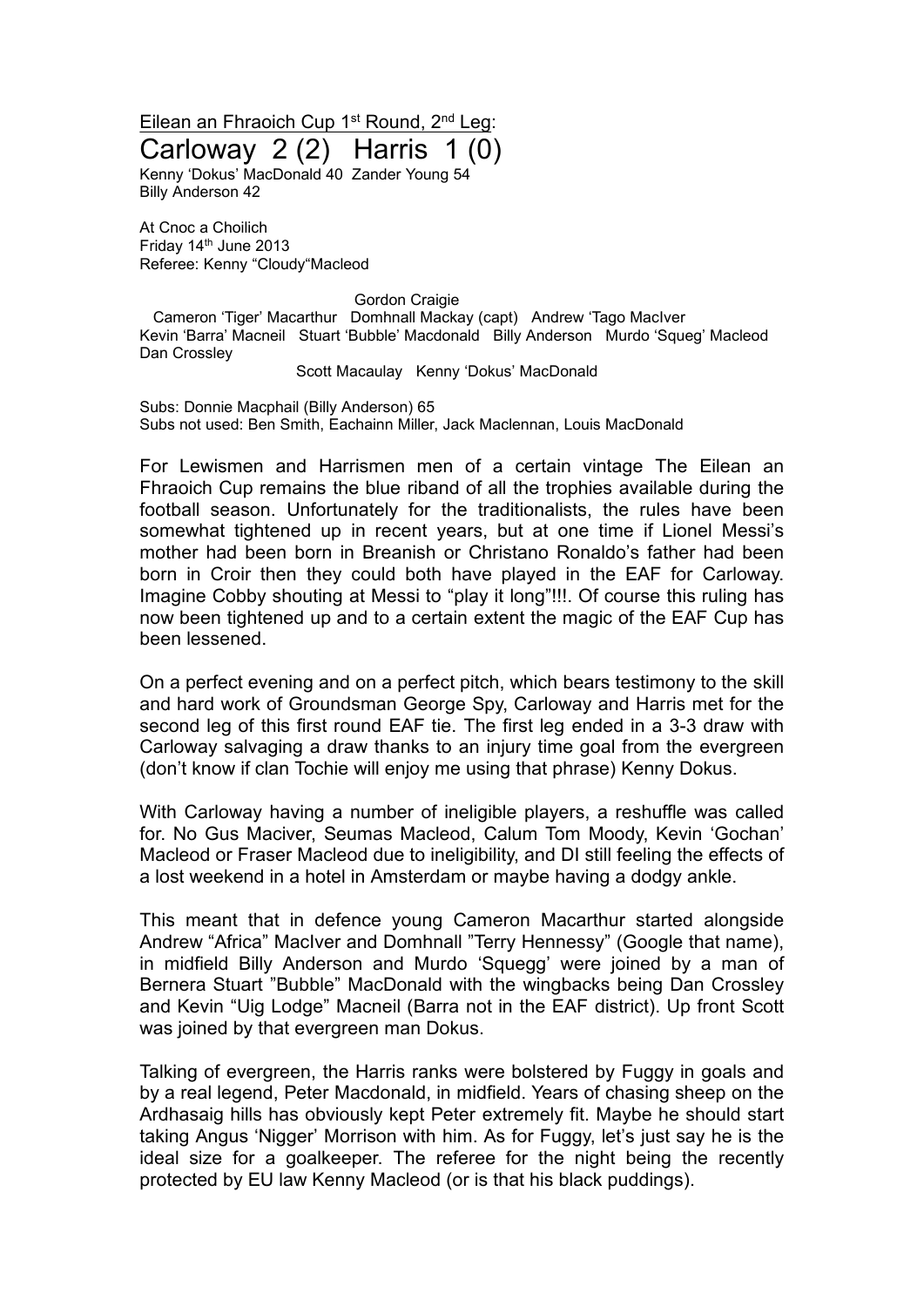Eilean an Fhraoich Cup 1st Round, 2nd Leg:

# Carloway 2 (2) Harris 1 (0)

Kenny 'Dokus' MacDonald 40 Zander Young 54
Billy Anderson 42

At Cnoc a Choilich
Friday 14th June 2013
Referee: Kenny "Cloudy"Macleod

Gordon Craigie
Cameron 'Tiger' Macarthur Domhnall Mackay (capt) Andrew 'Tago MacIver
Kevin 'Barra' Macneil Stuart 'Bubble' Macdonald Billy Anderson Murdo 'Squeg' Macleod
Dan Crossley
Scott Macaulay Kenny 'Dokus' MacDonald

Subs: Donnie Macphail (Billy Anderson) 65
Subs not used: Ben Smith, Eachainn Miller, Jack Maclennan, Louis MacDonald

For Lewismen and Harrismen men of a certain vintage The Eilean an Fhraoich Cup remains the blue riband of all the trophies available during the football season. Unfortunately for the traditionalists, the rules have been somewhat tightened up in recent years, but at one time if Lionel Messi's mother had been born in Breanish or Christano Ronaldo's father had been born in Croir then they could both have played in the EAF for Carloway. Imagine Cobby shouting at Messi to "play it long"!!!. Of course this ruling has now been tightened up and to a certain extent the magic of the EAF Cup has been lessened.

On a perfect evening and on a perfect pitch, which bears testimony to the skill and hard work of Groundsman George Spy, Carloway and Harris met for the second leg of this first round EAF tie. The first leg ended in a 3-3 draw with Carloway salvaging a draw thanks to an injury time goal from the evergreen (don't know if clan Tochie will enjoy me using that phrase) Kenny Dokus.

With Carloway having a number of ineligible players, a reshuffle was called for. No Gus Maciver, Seumas Macleod, Calum Tom Moody, Kevin 'Gochan' Macleod or Fraser Macleod due to ineligibility, and DI still feeling the effects of a lost weekend in a hotel in Amsterdam or maybe having a dodgy ankle.

This meant that in defence young Cameron Macarthur started alongside Andrew "Africa" MacIver and Domhnall "Terry Hennessy" (Google that name), in midfield Billy Anderson and Murdo 'Squegg' were joined by a man of Bernera Stuart "Bubble" MacDonald with the wingbacks being Dan Crossley and Kevin "Uig Lodge" Macneil (Barra not in the EAF district). Up front Scott was joined by that evergreen man Dokus.

Talking of evergreen, the Harris ranks were bolstered by Fuggy in goals and by a real legend, Peter Macdonald, in midfield. Years of chasing sheep on the Ardhasaig hills has obviously kept Peter extremely fit. Maybe he should start taking Angus 'Nigger' Morrison with him. As for Fuggy, let's just say he is the ideal size for a goalkeeper. The referee for the night being the recently protected by EU law Kenny Macleod (or is that his black puddings).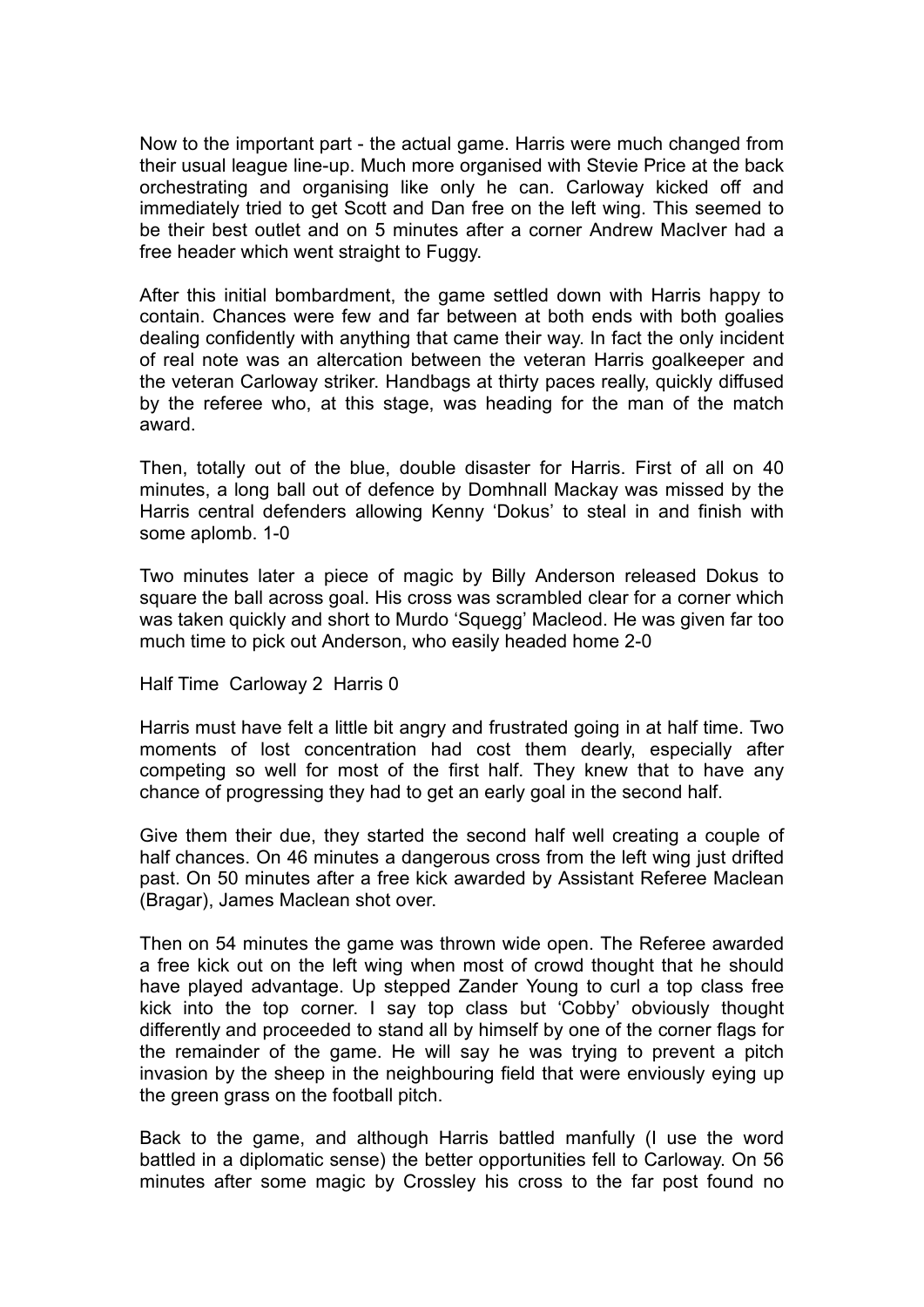Now to the important part - the actual game. Harris were much changed from their usual league line-up. Much more organised with Stevie Price at the back orchestrating and organising like only he can. Carloway kicked off and immediately tried to get Scott and Dan free on the left wing. This seemed to be their best outlet and on 5 minutes after a corner Andrew MacIver had a free header which went straight to Fuggy.

After this initial bombardment, the game settled down with Harris happy to contain. Chances were few and far between at both ends with both goalies dealing confidently with anything that came their way. In fact the only incident of real note was an altercation between the veteran Harris goalkeeper and the veteran Carloway striker. Handbags at thirty paces really, quickly diffused by the referee who, at this stage, was heading for the man of the match award.

Then, totally out of the blue, double disaster for Harris. First of all on 40 minutes, a long ball out of defence by Domhnall Mackay was missed by the Harris central defenders allowing Kenny 'Dokus' to steal in and finish with some aplomb. 1-0

Two minutes later a piece of magic by Billy Anderson released Dokus to square the ball across goal. His cross was scrambled clear for a corner which was taken quickly and short to Murdo 'Squegg' Macleod. He was given far too much time to pick out Anderson, who easily headed home 2-0

Half Time  Carloway 2  Harris 0

Harris must have felt a little bit angry and frustrated going in at half time. Two moments of lost concentration had cost them dearly, especially after competing so well for most of the first half. They knew that to have any chance of progressing they had to get an early goal in the second half.

Give them their due, they started the second half well creating a couple of half chances. On 46 minutes a dangerous cross from the left wing just drifted past. On 50 minutes after a free kick awarded by Assistant Referee Maclean (Bragar), James Maclean shot over.

Then on 54 minutes the game was thrown wide open. The Referee awarded a free kick out on the left wing when most of crowd thought that he should have played advantage. Up stepped Zander Young to curl a top class free kick into the top corner. I say top class but 'Cobby' obviously thought differently and proceeded to stand all by himself by one of the corner flags for the remainder of the game. He will say he was trying to prevent a pitch invasion by the sheep in the neighbouring field that were enviously eying up the green grass on the football pitch.

Back to the game, and although Harris battled manfully (I use the word battled in a diplomatic sense) the better opportunities fell to Carloway. On 56 minutes after some magic by Crossley his cross to the far post found no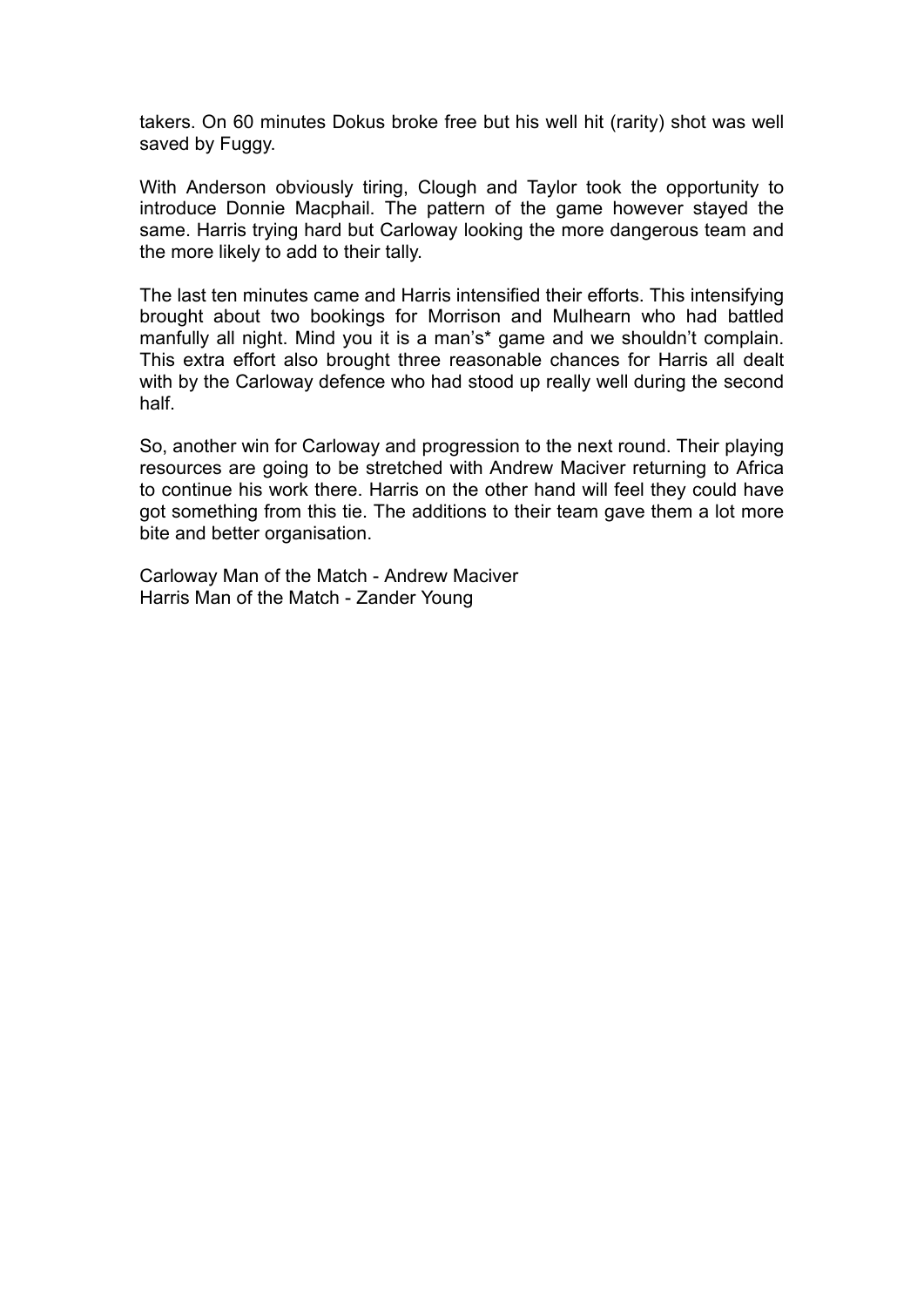takers. On 60 minutes Dokus broke free but his well hit (rarity) shot was well saved by Fuggy.

With Anderson obviously tiring, Clough and Taylor took the opportunity to introduce Donnie Macphail. The pattern of the game however stayed the same. Harris trying hard but Carloway looking the more dangerous team and the more likely to add to their tally.

The last ten minutes came and Harris intensified their efforts. This intensifying brought about two bookings for Morrison and Mulhearn who had battled manfully all night. Mind you it is a man's* game and we shouldn't complain. This extra effort also brought three reasonable chances for Harris all dealt with by the Carloway defence who had stood up really well during the second half.

So, another win for Carloway and progression to the next round. Their playing resources are going to be stretched with Andrew Maciver returning to Africa to continue his work there. Harris on the other hand will feel they could have got something from this tie. The additions to their team gave them a lot more bite and better organisation.

Carloway Man of the Match - Andrew Maciver
Harris Man of the Match - Zander Young